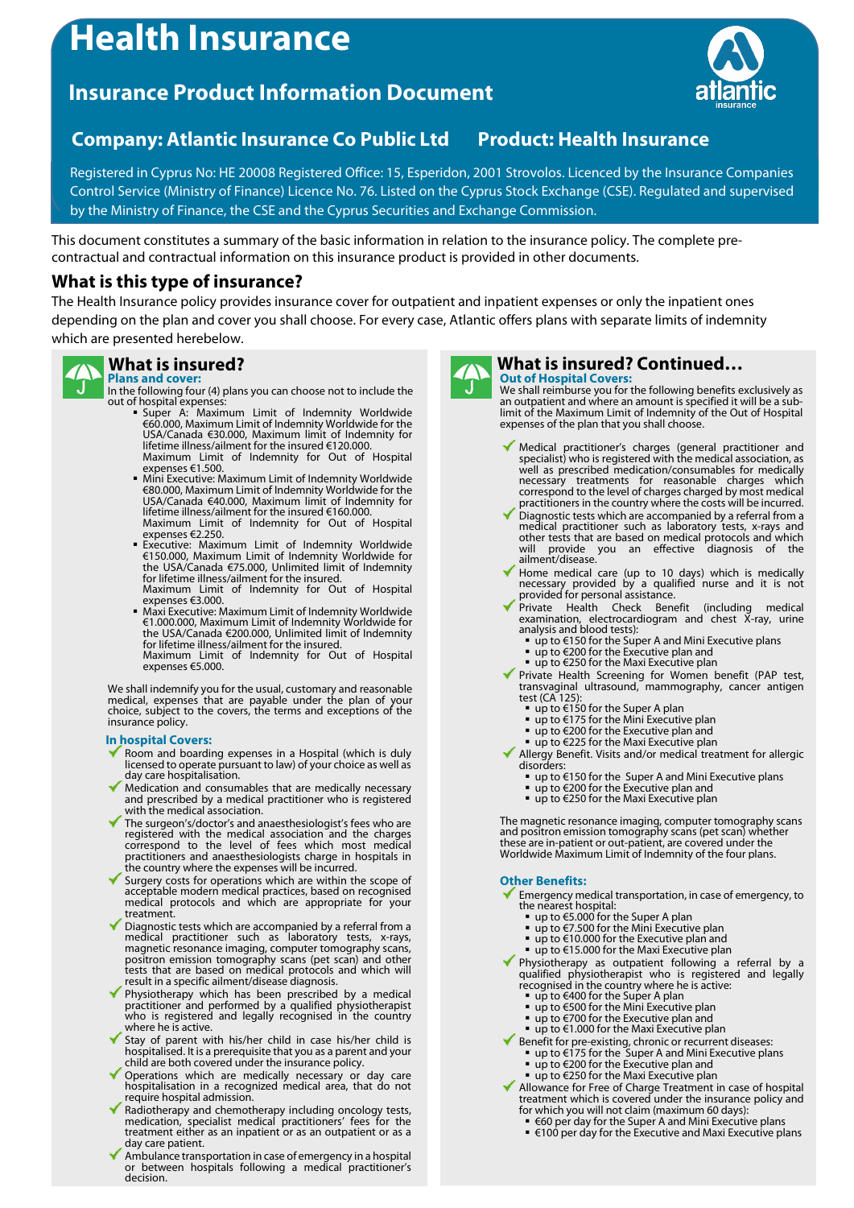# Health Insurance

## Insurance Product Information Document

### Company: Atlantic Insurance Co Public Ltd    Product: Health Insurance

Registered in Cyprus No: HE 20008 Registered Office: 15, Esperidon, 2001 Strovolos. Licenced by the Insurance Companies Control Service (Ministry of Finance) Licence No. 76. Listed on the Cyprus Stock Exchange (CSE). Regulated and supervised by the Ministry of Finance, the CSE and the Cyprus Securities and Exchange Commission.

This document constitutes a summary of the basic information in relation to the insurance policy. The complete pre-contractual and contractual information on this insurance product is provided in other documents.

## What is this type of insurance?

The Health Insurance policy provides insurance cover for outpatient and inpatient expenses or only the inpatient ones depending on the plan and cover you shall choose. For every case, Atlantic offers plans with separate limits of indemnity which are presented herebelow.

## What is insured?

**Plans and cover:**

In the following four (4) plans you can choose not to include the out of hospital expenses:

- Super A: Maximum Limit of Indemnity Worldwide €60.000, Maximum Limit of Indemnity Worldwide for the USA/Canada €30.000, Maximum limit of Indemnity for lifetime illness/ailment for the insured €120.000. Maximum Limit of Indemnity for Out of Hospital expenses €1.500.
- Mini Executive: Maximum Limit of Indemnity Worldwide €80.000, Maximum Limit of Indemnity Worldwide for the USA/Canada €40.000, Maximum limit of Indemnity for lifetime illness/ailment for the insured €160.000. Maximum Limit of Indemnity for Out of Hospital expenses €2.250.
- Executive: Maximum Limit of Indemnity Worldwide €150.000, Maximum Limit of Indemnity Worldwide for the USA/Canada €75.000, Unlimited limit of Indemnity for lifetime illness/ailment for the insured. Maximum Limit of Indemnity for Out of Hospital expenses €3.000.
- Maxi Executive: Maximum Limit of Indemnity Worldwide €1.000.000, Maximum Limit of Indemnity Worldwide for the USA/Canada €200.000, Unlimited limit of Indemnity for lifetime illness/ailment for the insured. Maximum Limit of Indemnity for Out of Hospital expenses €5.000.

We shall indemnify you for the usual, customary and reasonable medical, expenses that are payable under the plan of your choice, subject to the covers, the terms and exceptions of the insurance policy.

**In hospital Covers:**

- ✓ Room and boarding expenses in a Hospital (which is duly licensed to operate pursuant to law) of your choice as well as day care hospitalisation.
- ✓ Medication and consumables that are medically necessary and prescribed by a medical practitioner who is registered with the medical association.
- ✓ The surgeon's/doctor's and anaesthesiologist's fees who are registered with the medical association and the charges correspond to the level of fees which most medical practitioners and anaesthesiologists charge in hospitals in the country where the expenses will be incurred.
- ✓ Surgery costs for operations which are within the scope of acceptable modern medical practices, based on recognised medical protocols and which are appropriate for your treatment.
- ✓ Diagnostic tests which are accompanied by a referral from a medical practitioner such as laboratory tests, x-rays, magnetic resonance imaging, computer tomography scans, positron emission tomography scans (pet scan) and other tests that are based on medical protocols and which will result in a specific ailment/disease diagnosis.
- ✓ Physiotherapy which has been prescribed by a medical practitioner and performed by a qualified physiotherapist who is registered and legally recognised in the country where he is active.
- ✓ Stay of parent with his/her child in case his/her child is hospitalised. It is a prerequisite that you as a parent and your child are both covered under the insurance policy.
- ✓ Operations which are medically necessary or day care hospitalisation in a recognized medical area, that do not require hospital admission.
- ✓ Radiotherapy and chemotherapy including oncology tests, medication, specialist medical practitioners' fees for the treatment either as an inpatient or as an outpatient or as a day care patient.
- ✓ Ambulance transportation in case of emergency in a hospital or between hospitals following a medical practitioner's decision.

## What is insured? Continued…

**Out of Hospital Covers:**

We shall reimburse you for the following benefits exclusively as an outpatient and where an amount is specified it will be a sub-limit of the Maximum Limit of Indemnity of the Out of Hospital expenses of the plan that you shall choose.

- ✓ Medical practitioner's charges (general practitioner and specialist) who is registered with the medical association, as well as prescribed medication/consumables for medically necessary treatments for reasonable charges which correspond to the level of charges charged by most medical practitioners in the country where the costs will be incurred.
- ✓ Diagnostic tests which are accompanied by a referral from a medical practitioner such as laboratory tests, x-rays and other tests that are based on medical protocols and which will provide you an effective diagnosis of the ailment/disease.
- ✓ Home medical care (up to 10 days) which is medically necessary provided by a qualified nurse and it is not provided for personal assistance.
- ✓ Private Health Check Benefit (including medical examination, electrocardiogram and chest X-ray, urine analysis and blood tests):
  - up to €150 for the Super A and Mini Executive plans
  - up to €200 for the Executive plan and
  - up to €250 for the Maxi Executive plan
- ✓ Private Health Screening for Women benefit (PAP test, transvaginal ultrasound, mammography, cancer antigen test (CA 125):
  - up to €150 for the Super A plan
  - up to €175 for the Mini Executive plan
  - up to €200 for the Executive plan and
  - up to €225 for the Maxi Executive plan
- ✓ Allergy Benefit. Visits and/or medical treatment for allergic disorders:
  - up to €150 for the Super A and Mini Executive plans
  - up to €200 for the Executive plan and
  - up to €250 for the Maxi Executive plan

The magnetic resonance imaging, computer tomography scans and positron emission tomography scans (pet scan) whether these are in-patient or out-patient, are covered under the Worldwide Maximum Limit of Indemnity of the four plans.

**Other Benefits:**

- ✓ Emergency medical transportation, in case of emergency, to the nearest hospital:
  - up to €5.000 for the Super A plan
  - up to €7.500 for the Mini Executive plan
  - up to €10.000 for the Executive plan and
  - up to €15.000 for the Maxi Executive plan
- ✓ Physiotherapy as outpatient following a referral by a qualified physiotherapist who is registered and legally recognised in the country where he is active:
  - up to €400 for the Super A plan
  - up to €500 for the Mini Executive plan
  - up to €700 for the Executive plan and
  - up to €1.000 for the Maxi Executive plan
- ✓ Benefit for pre-existing, chronic or recurrent diseases:
  - up to €175 for the Super A and Mini Executive plans
  - up to €200 for the Executive plan and
  - up to €250 for the Maxi Executive plan
- ✓ Allowance for Free of Charge Treatment in case of hospital treatment which is covered under the insurance policy and for which you will not claim (maximum 60 days):
  - €60 per day for the Super A and Mini Executive plans
  - €100 per day for the Executive and Maxi Executive plans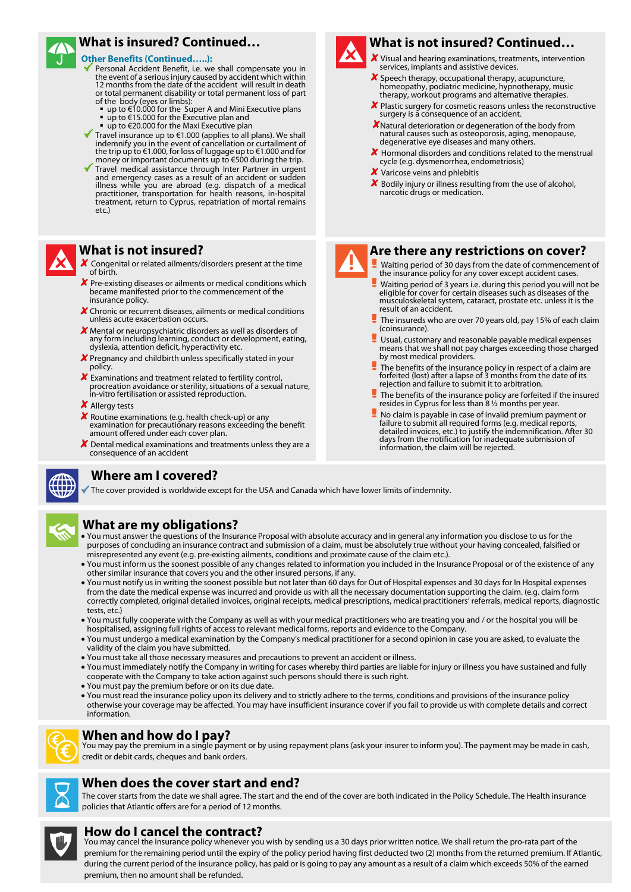## What is insured? Continued…

### Other Benefits (Continued…..):

- ✓ Personal Accident Benefit, i.e. we shall compensate you in the event of a serious injury caused by accident which within 12 months from the date of the accident will result in death or total permanent disability or total permanent loss of part of the body (eyes or limbs):
  - up to €10.000 for the Super A and Mini Executive plans
  - up to €15.000 for the Executive plan and
  - up to €20.000 for the Maxi Executive plan
- ✓ Travel insurance up to €1.000 (applies to all plans). We shall indemnify you in the event of cancellation or curtailment of the trip up to €1.000, for loss of luggage up to €1.000 and for money or important documents up to €500 during the trip.
- ✓ Travel medical assistance through Inter Partner in urgent and emergency cases as a result of an accident or sudden illness while you are abroad (e.g. dispatch of a medical practitioner, transportation for health reasons, in-hospital treatment, return to Cyprus, repatriation of mortal remains etc.)

## What is not insured? Continued…

- ✗ Visual and hearing examinations, treatments, intervention services, implants and assistive devices.
- ✗ Speech therapy, occupational therapy, acupuncture, homeopathy, podiatric medicine, hypnotherapy, music therapy, workout programs and alternative therapies.
- ✗ Plastic surgery for cosmetic reasons unless the reconstructive surgery is a consequence of an accident.
- ✗ Natural deterioration or degeneration of the body from natural causes such as osteoporosis, aging, menopause, degenerative eye diseases and many others.
- ✗ Hormonal disorders and conditions related to the menstrual cycle (e.g. dysmenorrhea, endometriosis)
- ✗ Varicose veins and phlebitis
- ✗ Bodily injury or illness resulting from the use of alcohol, narcotic drugs or medication.

## What is not insured?

- ✗ Congenital or related ailments/disorders present at the time of birth.
- ✗ Pre-existing diseases or ailments or medical conditions which became manifested prior to the commencement of the insurance policy.
- ✗ Chronic or recurrent diseases, ailments or medical conditions unless acute exacerbation occurs.
- ✗ Mental or neuropsychiatric disorders as well as disorders of any form including learning, conduct or development, eating, dyslexia, attention deficit, hyperactivity etc.
- ✗ Pregnancy and childbirth unless specifically stated in your policy.
- ✗ Examinations and treatment related to fertility control, procreation avoidance or sterility, situations of a sexual nature, in-vitro fertilisation or assisted reproduction.
- ✗ Allergy tests
- ✗ Routine examinations (e.g. health check-up) or any examination for precautionary reasons exceeding the benefit amount offered under each cover plan.
- ✗ Dental medical examinations and treatments unless they are a consequence of an accident

## Are there any restrictions on cover?

- ! Waiting period of 30 days from the date of commencement of the insurance policy for any cover except accident cases.
- ! Waiting period of 3 years i.e. during this period you will not be eligible for cover for certain diseases such as diseases of the musculoskeletal system, cataract, prostate etc. unless it is the result of an accident.
- ! The insureds who are over 70 years old, pay 15% of each claim (coinsurance).
- ! Usual, customary and reasonable payable medical expenses means that we shall not pay charges exceeding those charged by most medical providers.
- ! The benefits of the insurance policy in respect of a claim are forfeited (lost) after a lapse of 3 months from the date of its rejection and failure to submit it to arbitration.
- ! The benefits of the insurance policy are forfeited if the insured resides in Cyprus for less than 8 ½ months per year.
- ! No claim is payable in case of invalid premium payment or failure to submit all required forms (e.g. medical reports, detailed invoices, etc.) to justify the indemnification. After 30 days from the notification for inadequate submission of information, the claim will be rejected.

## Where am I covered?

✓ The cover provided is worldwide except for the USA and Canada which have lower limits of indemnity.

## What are my obligations?

- You must answer the questions of the Insurance Proposal with absolute accuracy and in general any information you disclose to us for the purposes of concluding an insurance contract and submission of a claim, must be absolutely true without your having concealed, falsified or misrepresented any event (e.g. pre-existing ailments, conditions and proximate cause of the claim etc.).
- You must inform us the soonest possible of any changes related to information you included in the Insurance Proposal or of the existence of any other similar insurance that covers you and the other insured persons, if any.
- You must notify us in writing the soonest possible but not later than 60 days for Out of Hospital expenses and 30 days for In Hospital expenses from the date the medical expense was incurred and provide us with all the necessary documentation supporting the claim. (e.g. claim form correctly completed, original detailed invoices, original receipts, medical prescriptions, medical practitioners' referrals, medical reports, diagnostic tests, etc.)
- You must fully cooperate with the Company as well as with your medical practitioners who are treating you and / or the hospital you will be hospitalised, assigning full rights of access to relevant medical forms, reports and evidence to the Company.
- You must undergo a medical examination by the Company's medical practitioner for a second opinion in case you are asked, to evaluate the validity of the claim you have submitted.
- You must take all those necessary measures and precautions to prevent an accident or illness.
- You must immediately notify the Company in writing for cases whereby third parties are liable for injury or illness you have sustained and fully cooperate with the Company to take action against such persons should there is such right.
- You must pay the premium before or on its due date.
- You must read the insurance policy upon its delivery and to strictly adhere to the terms, conditions and provisions of the insurance policy otherwise your coverage may be affected. You may have insufficient insurance cover if you fail to provide us with complete details and correct information.

## When and how do I pay?

You may pay the premium in a single payment or by using repayment plans (ask your insurer to inform you). The payment may be made in cash, credit or debit cards, cheques and bank orders.

## When does the cover start and end?

The cover starts from the date we shall agree. The start and the end of the cover are both indicated in the Policy Schedule. The Health insurance policies that Atlantic offers are for a period of 12 months.

## How do I cancel the contract?

You may cancel the insurance policy whenever you wish by sending us a 30 days prior written notice. We shall return the pro-rata part of the premium for the remaining period until the expiry of the policy period having first deducted two (2) months from the returned premium. If Atlantic, during the current period of the insurance policy, has paid or is going to pay any amount as a result of a claim which exceeds 50% of the earned premium, then no amount shall be refunded.